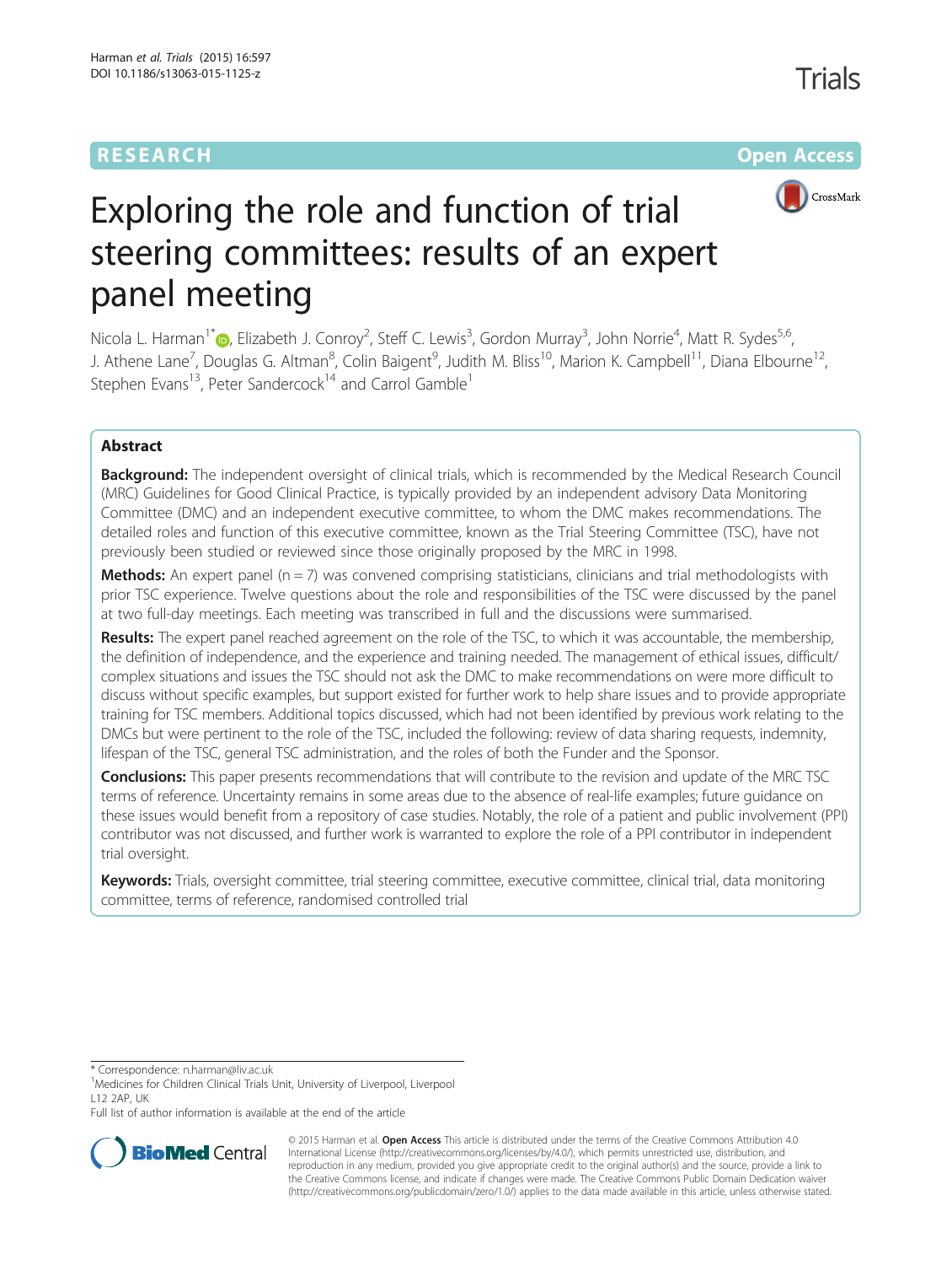RESEARCH Open Access

# Exploring the role and function of trial steering committees: results of an expert panel meeting

Nicola L. Harman[1*], Elizabeth J. Conroy[2], Steff C. Lewis[3], Gordon Murray[3], John Norrie[4], Matt R. Sydes[5,6], J. Athene Lane[7], Douglas G. Altman[8], Colin Baigent[9], Judith M. Bliss[10], Marion K. Campbell[11], Diana Elbourne[12], Stephen Evans[13], Peter Sandercock[14] and Carrol Gamble[1]

## Abstract

**Background:** The independent oversight of clinical trials, which is recommended by the Medical Research Council (MRC) Guidelines for Good Clinical Practice, is typically provided by an independent advisory Data Monitoring Committee (DMC) and an independent executive committee, to whom the DMC makes recommendations. The detailed roles and function of this executive committee, known as the Trial Steering Committee (TSC), have not previously been studied or reviewed since those originally proposed by the MRC in 1998.

**Methods:** An expert panel (n = 7) was convened comprising statisticians, clinicians and trial methodologists with prior TSC experience. Twelve questions about the role and responsibilities of the TSC were discussed by the panel at two full-day meetings. Each meeting was transcribed in full and the discussions were summarised.

**Results:** The expert panel reached agreement on the role of the TSC, to which it was accountable, the membership, the definition of independence, and the experience and training needed. The management of ethical issues, difficult/complex situations and issues the TSC should not ask the DMC to make recommendations on were more difficult to discuss without specific examples, but support existed for further work to help share issues and to provide appropriate training for TSC members. Additional topics discussed, which had not been identified by previous work relating to the DMCs but were pertinent to the role of the TSC, included the following: review of data sharing requests, indemnity, lifespan of the TSC, general TSC administration, and the roles of both the Funder and the Sponsor.

**Conclusions:** This paper presents recommendations that will contribute to the revision and update of the MRC TSC terms of reference. Uncertainty remains in some areas due to the absence of real-life examples; future guidance on these issues would benefit from a repository of case studies. Notably, the role of a patient and public involvement (PPI) contributor was not discussed, and further work is warranted to explore the role of a PPI contributor in independent trial oversight.

**Keywords:** Trials, oversight committee, trial steering committee, executive committee, clinical trial, data monitoring committee, terms of reference, randomised controlled trial

---

* Correspondence: n.harman@liv.ac.uk

[1]Medicines for Children Clinical Trials Unit, University of Liverpool, Liverpool L12 2AP, UK

Full list of author information is available at the end of the article

© 2015 Harman et al. **Open Access** This article is distributed under the terms of the Creative Commons Attribution 4.0 International License (http://creativecommons.org/licenses/by/4.0/), which permits unrestricted use, distribution, and reproduction in any medium, provided you give appropriate credit to the original author(s) and the source, provide a link to the Creative Commons license, and indicate if changes were made. The Creative Commons Public Domain Dedication waiver (http://creativecommons.org/publicdomain/zero/1.0/) applies to the data made available in this article, unless otherwise stated.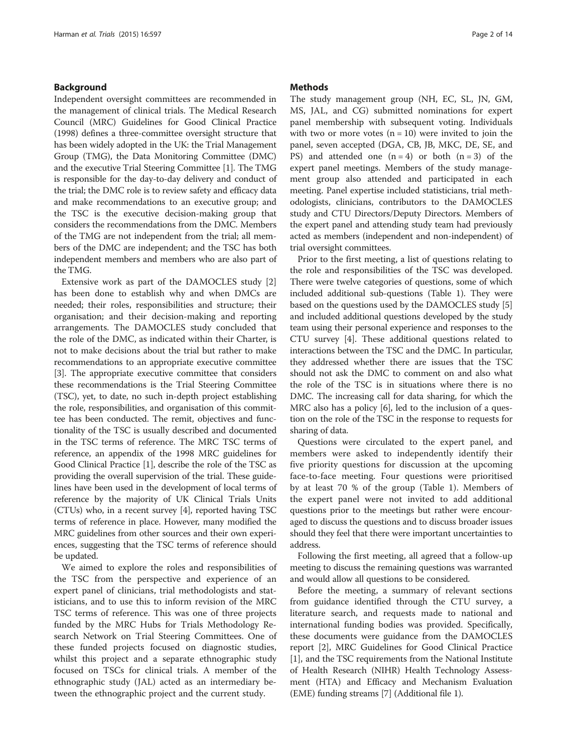## Background

Independent oversight committees are recommended in the management of clinical trials. The Medical Research Council (MRC) Guidelines for Good Clinical Practice (1998) defines a three-committee oversight structure that has been widely adopted in the UK: the Trial Management Group (TMG), the Data Monitoring Committee (DMC) and the executive Trial Steering Committee [1]. The TMG is responsible for the day-to-day delivery and conduct of the trial; the DMC role is to review safety and efficacy data and make recommendations to an executive group; and the TSC is the executive decision-making group that considers the recommendations from the DMC. Members of the TMG are not independent from the trial; all members of the DMC are independent; and the TSC has both independent members and members who are also part of the TMG.

Extensive work as part of the DAMOCLES study [2] has been done to establish why and when DMCs are needed; their roles, responsibilities and structure; their organisation; and their decision-making and reporting arrangements. The DAMOCLES study concluded that the role of the DMC, as indicated within their Charter, is not to make decisions about the trial but rather to make recommendations to an appropriate executive committee [3]. The appropriate executive committee that considers these recommendations is the Trial Steering Committee (TSC), yet, to date, no such in-depth project establishing the role, responsibilities, and organisation of this committee has been conducted. The remit, objectives and functionality of the TSC is usually described and documented in the TSC terms of reference. The MRC TSC terms of reference, an appendix of the 1998 MRC guidelines for Good Clinical Practice [1], describe the role of the TSC as providing the overall supervision of the trial. These guidelines have been used in the development of local terms of reference by the majority of UK Clinical Trials Units (CTUs) who, in a recent survey [4], reported having TSC terms of reference in place. However, many modified the MRC guidelines from other sources and their own experiences, suggesting that the TSC terms of reference should be updated.

We aimed to explore the roles and responsibilities of the TSC from the perspective and experience of an expert panel of clinicians, trial methodologists and statisticians, and to use this to inform revision of the MRC TSC terms of reference. This was one of three projects funded by the MRC Hubs for Trials Methodology Research Network on Trial Steering Committees. One of these funded projects focused on diagnostic studies, whilst this project and a separate ethnographic study focused on TSCs for clinical trials. A member of the ethnographic study (JAL) acted as an intermediary between the ethnographic project and the current study.

## Methods

The study management group (NH, EC, SL, JN, GM, MS, JAL, and CG) submitted nominations for expert panel membership with subsequent voting. Individuals with two or more votes (n = 10) were invited to join the panel, seven accepted (DGA, CB, JB, MKC, DE, SE, and PS) and attended one (n = 4) or both (n = 3) of the expert panel meetings. Members of the study management group also attended and participated in each meeting. Panel expertise included statisticians, trial methodologists, clinicians, contributors to the DAMOCLES study and CTU Directors/Deputy Directors. Members of the expert panel and attending study team had previously acted as members (independent and non-independent) of trial oversight committees.

Prior to the first meeting, a list of questions relating to the role and responsibilities of the TSC was developed. There were twelve categories of questions, some of which included additional sub-questions (Table 1). They were based on the questions used by the DAMOCLES study [5] and included additional questions developed by the study team using their personal experience and responses to the CTU survey [4]. These additional questions related to interactions between the TSC and the DMC. In particular, they addressed whether there are issues that the TSC should not ask the DMC to comment on and also what the role of the TSC is in situations where there is no DMC. The increasing call for data sharing, for which the MRC also has a policy [6], led to the inclusion of a question on the role of the TSC in the response to requests for sharing of data.

Questions were circulated to the expert panel, and members were asked to independently identify their five priority questions for discussion at the upcoming face-to-face meeting. Four questions were prioritised by at least 70 % of the group (Table 1). Members of the expert panel were not invited to add additional questions prior to the meetings but rather were encouraged to discuss the questions and to discuss broader issues should they feel that there were important uncertainties to address.

Following the first meeting, all agreed that a follow-up meeting to discuss the remaining questions was warranted and would allow all questions to be considered.

Before the meeting, a summary of relevant sections from guidance identified through the CTU survey, a literature search, and requests made to national and international funding bodies was provided. Specifically, these documents were guidance from the DAMOCLES report [2], MRC Guidelines for Good Clinical Practice [1], and the TSC requirements from the National Institute of Health Research (NIHR) Health Technology Assessment (HTA) and Efficacy and Mechanism Evaluation (EME) funding streams [7] (Additional file 1).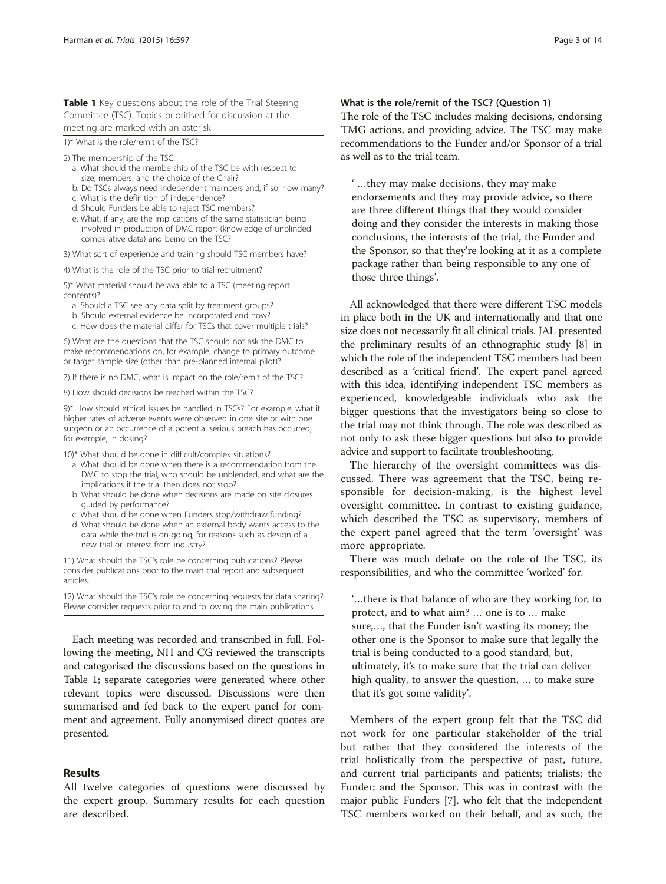**Table 1** Key questions about the role of the Trial Steering Committee (TSC). Topics prioritised for discussion at the meeting are marked with an asterisk

| |
|---|
| 1)* What is the role/remit of the TSC? |
| 2) The membership of the TSC:<br>a. What should the membership of the TSC be with respect to size, members, and the choice of the Chair?<br>b. Do TSCs always need independent members and, if so, how many?<br>c. What is the definition of independence?<br>d. Should Funders be able to reject TSC members?<br>e. What, if any, are the implications of the same statistician being involved in production of DMC report (knowledge of unblinded comparative data) and being on the TSC? |
| 3) What sort of experience and training should TSC members have? |
| 4) What is the role of the TSC prior to trial recruitment? |
| 5)* What material should be available to a TSC (meeting report contents)?<br>a. Should a TSC see any data split by treatment groups?<br>b. Should external evidence be incorporated and how?<br>c. How does the material differ for TSCs that cover multiple trials? |
| 6) What are the questions that the TSC should not ask the DMC to make recommendations on, for example, change to primary outcome or target sample size (other than pre-planned internal pilot)? |
| 7) If there is no DMC, what is impact on the role/remit of the TSC? |
| 8) How should decisions be reached within the TSC? |
| 9)* How should ethical issues be handled in TSCs? For example, what if higher rates of adverse events were observed in one site or with one surgeon or an occurrence of a potential serious breach has occurred, for example, in dosing? |
| 10)* What should be done in difficult/complex situations?<br>a. What should be done when there is a recommendation from the DMC to stop the trial, who should be unblended, and what are the implications if the trial then does not stop?<br>b. What should be done when decisions are made on site closures guided by performance?<br>c. What should be done when Funders stop/withdraw funding?<br>d. What should be done when an external body wants access to the data while the trial is on-going, for reasons such as design of a new trial or interest from industry? |
| 11) What should the TSC's role be concerning publications? Please consider publications prior to the main trial report and subsequent articles. |
| 12) What should the TSC's role be concerning requests for data sharing? Please consider requests prior to and following the main publications. |

Each meeting was recorded and transcribed in full. Following the meeting, NH and CG reviewed the transcripts and categorised the discussions based on the questions in Table 1; separate categories were generated where other relevant topics were discussed. Discussions were then summarised and fed back to the expert panel for comment and agreement. Fully anonymised direct quotes are presented.

## Results

All twelve categories of questions were discussed by the expert group. Summary results for each question are described.

### What is the role/remit of the TSC? (Question 1)

The role of the TSC includes making decisions, endorsing TMG actions, and providing advice. The TSC may make recommendations to the Funder and/or Sponsor of a trial as well as to the trial team.

> ' …they may make decisions, they may make endorsements and they may provide advice, so there are three different things that they would consider doing and they consider the interests in making those conclusions, the interests of the trial, the Funder and the Sponsor, so that they're looking at it as a complete package rather than being responsible to any one of those three things'.

All acknowledged that there were different TSC models in place both in the UK and internationally and that one size does not necessarily fit all clinical trials. JAL presented the preliminary results of an ethnographic study [8] in which the role of the independent TSC members had been described as a 'critical friend'. The expert panel agreed with this idea, identifying independent TSC members as experienced, knowledgeable individuals who ask the bigger questions that the investigators being so close to the trial may not think through. The role was described as not only to ask these bigger questions but also to provide advice and support to facilitate troubleshooting.

The hierarchy of the oversight committees was discussed. There was agreement that the TSC, being responsible for decision-making, is the highest level oversight committee. In contrast to existing guidance, which described the TSC as supervisory, members of the expert panel agreed that the term 'oversight' was more appropriate.

There was much debate on the role of the TSC, its responsibilities, and who the committee 'worked' for.

> '…there is that balance of who are they working for, to protect, and to what aim? … one is to … make sure,…, that the Funder isn't wasting its money; the other one is the Sponsor to make sure that legally the trial is being conducted to a good standard, but, ultimately, it's to make sure that the trial can deliver high quality, to answer the question, … to make sure that it's got some validity'.

Members of the expert group felt that the TSC did not work for one particular stakeholder of the trial but rather that they considered the interests of the trial holistically from the perspective of past, future, and current trial participants and patients; trialists; the Funder; and the Sponsor. This was in contrast with the major public Funders [7], who felt that the independent TSC members worked on their behalf, and as such, the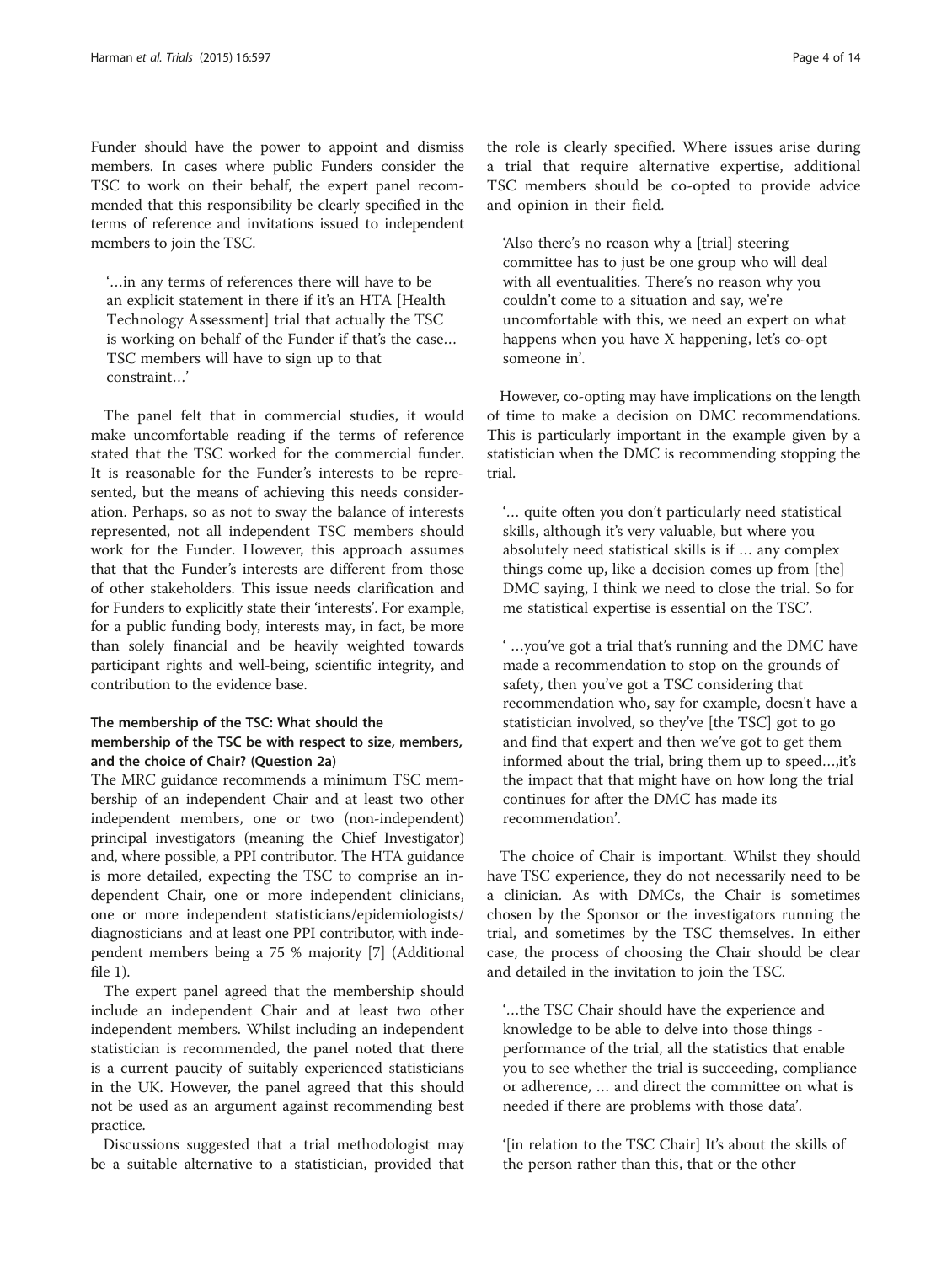Funder should have the power to appoint and dismiss members. In cases where public Funders consider the TSC to work on their behalf, the expert panel recommended that this responsibility be clearly specified in the terms of reference and invitations issued to independent members to join the TSC.

> '…in any terms of references there will have to be an explicit statement in there if it's an HTA [Health Technology Assessment] trial that actually the TSC is working on behalf of the Funder if that's the case… TSC members will have to sign up to that constraint…'

The panel felt that in commercial studies, it would make uncomfortable reading if the terms of reference stated that the TSC worked for the commercial funder. It is reasonable for the Funder's interests to be represented, but the means of achieving this needs consideration. Perhaps, so as not to sway the balance of interests represented, not all independent TSC members should work for the Funder. However, this approach assumes that that the Funder's interests are different from those of other stakeholders. This issue needs clarification and for Funders to explicitly state their 'interests'. For example, for a public funding body, interests may, in fact, be more than solely financial and be heavily weighted towards participant rights and well-being, scientific integrity, and contribution to the evidence base.

### The membership of the TSC: What should the membership of the TSC be with respect to size, members, and the choice of Chair? (Question 2a)

The MRC guidance recommends a minimum TSC membership of an independent Chair and at least two other independent members, one or two (non-independent) principal investigators (meaning the Chief Investigator) and, where possible, a PPI contributor. The HTA guidance is more detailed, expecting the TSC to comprise an independent Chair, one or more independent clinicians, one or more independent statisticians/epidemiologists/diagnosticians and at least one PPI contributor, with independent members being a 75 % majority [7] (Additional file 1).

The expert panel agreed that the membership should include an independent Chair and at least two other independent members. Whilst including an independent statistician is recommended, the panel noted that there is a current paucity of suitably experienced statisticians in the UK. However, the panel agreed that this should not be used as an argument against recommending best practice.

Discussions suggested that a trial methodologist may be a suitable alternative to a statistician, provided that the role is clearly specified. Where issues arise during a trial that require alternative expertise, additional TSC members should be co-opted to provide advice and opinion in their field.

> 'Also there's no reason why a [trial] steering committee has to just be one group who will deal with all eventualities. There's no reason why you couldn't come to a situation and say, we're uncomfortable with this, we need an expert on what happens when you have X happening, let's co-opt someone in'.

However, co-opting may have implications on the length of time to make a decision on DMC recommendations. This is particularly important in the example given by a statistician when the DMC is recommending stopping the trial.

> '… quite often you don't particularly need statistical skills, although it's very valuable, but where you absolutely need statistical skills is if … any complex things come up, like a decision comes up from [the] DMC saying, I think we need to close the trial. So for me statistical expertise is essential on the TSC'.

> ' …you've got a trial that's running and the DMC have made a recommendation to stop on the grounds of safety, then you've got a TSC considering that recommendation who, say for example, doesn't have a statistician involved, so they've [the TSC] got to go and find that expert and then we've got to get them informed about the trial, bring them up to speed…,it's the impact that that might have on how long the trial continues for after the DMC has made its recommendation'.

The choice of Chair is important. Whilst they should have TSC experience, they do not necessarily need to be a clinician. As with DMCs, the Chair is sometimes chosen by the Sponsor or the investigators running the trial, and sometimes by the TSC themselves. In either case, the process of choosing the Chair should be clear and detailed in the invitation to join the TSC.

> '…the TSC Chair should have the experience and knowledge to be able to delve into those things - performance of the trial, all the statistics that enable you to see whether the trial is succeeding, compliance or adherence, … and direct the committee on what is needed if there are problems with those data'.

> '[in relation to the TSC Chair] It's about the skills of the person rather than this, that or the other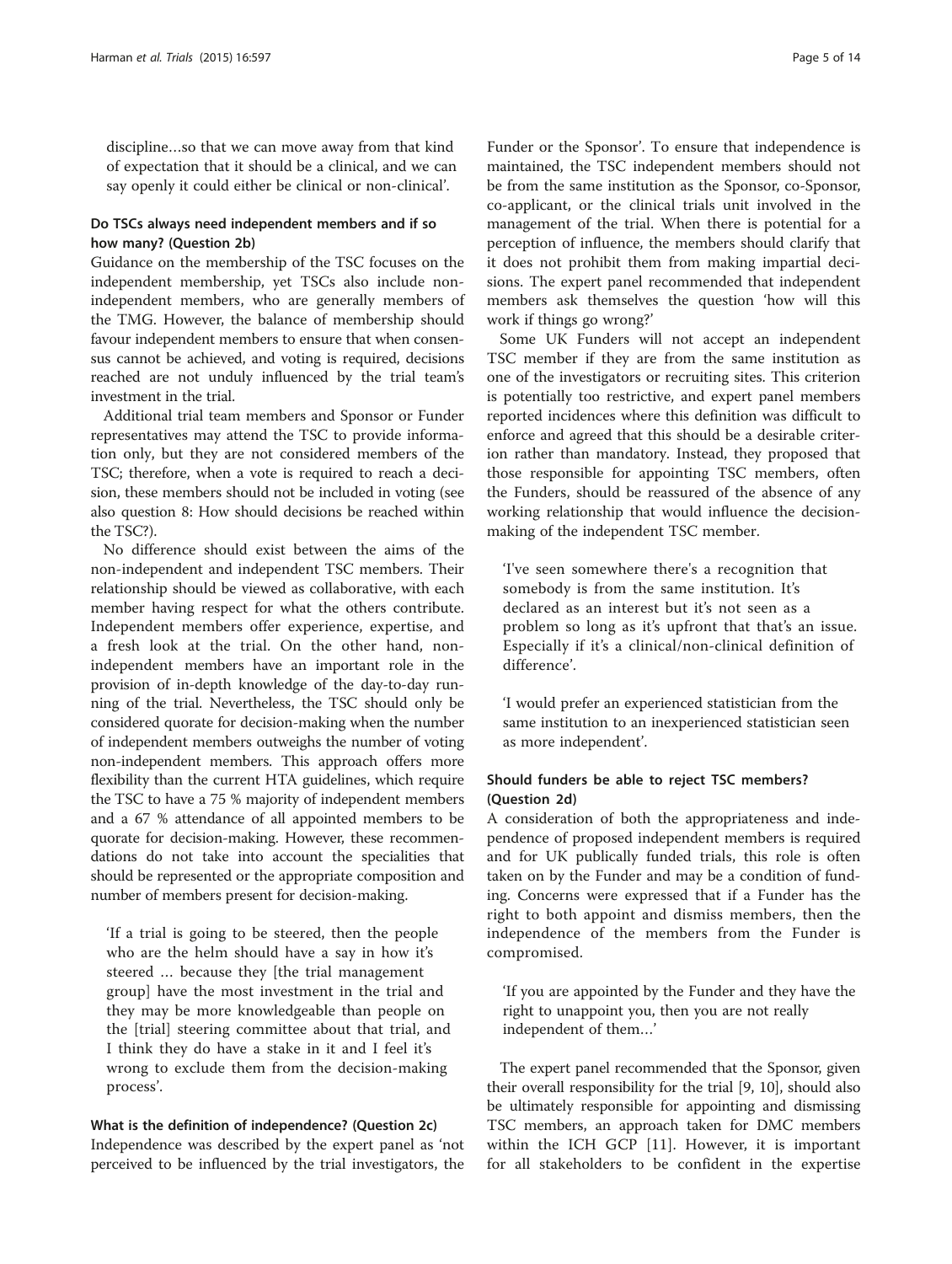discipline…so that we can move away from that kind of expectation that it should be a clinical, and we can say openly it could either be clinical or non-clinical'.

### Do TSCs always need independent members and if so how many? (Question 2b)

Guidance on the membership of the TSC focuses on the independent membership, yet TSCs also include non-independent members, who are generally members of the TMG. However, the balance of membership should favour independent members to ensure that when consensus cannot be achieved, and voting is required, decisions reached are not unduly influenced by the trial team's investment in the trial.

Additional trial team members and Sponsor or Funder representatives may attend the TSC to provide information only, but they are not considered members of the TSC; therefore, when a vote is required to reach a decision, these members should not be included in voting (see also question 8: How should decisions be reached within the TSC?).

No difference should exist between the aims of the non-independent and independent TSC members. Their relationship should be viewed as collaborative, with each member having respect for what the others contribute. Independent members offer experience, expertise, and a fresh look at the trial. On the other hand, non-independent members have an important role in the provision of in-depth knowledge of the day-to-day running of the trial. Nevertheless, the TSC should only be considered quorate for decision-making when the number of independent members outweighs the number of voting non-independent members. This approach offers more flexibility than the current HTA guidelines, which require the TSC to have a 75 % majority of independent members and a 67 % attendance of all appointed members to be quorate for decision-making. However, these recommendations do not take into account the specialities that should be represented or the appropriate composition and number of members present for decision-making.

> 'If a trial is going to be steered, then the people who are the helm should have a say in how it's steered … because they [the trial management group] have the most investment in the trial and they may be more knowledgeable than people on the [trial] steering committee about that trial, and I think they do have a stake in it and I feel it's wrong to exclude them from the decision-making process'.

### What is the definition of independence? (Question 2c)

Independence was described by the expert panel as 'not perceived to be influenced by the trial investigators, the Funder or the Sponsor'. To ensure that independence is maintained, the TSC independent members should not be from the same institution as the Sponsor, co-Sponsor, co-applicant, or the clinical trials unit involved in the management of the trial. When there is potential for a perception of influence, the members should clarify that it does not prohibit them from making impartial decisions. The expert panel recommended that independent members ask themselves the question 'how will this work if things go wrong?'

Some UK Funders will not accept an independent TSC member if they are from the same institution as one of the investigators or recruiting sites. This criterion is potentially too restrictive, and expert panel members reported incidences where this definition was difficult to enforce and agreed that this should be a desirable criterion rather than mandatory. Instead, they proposed that those responsible for appointing TSC members, often the Funders, should be reassured of the absence of any working relationship that would influence the decision-making of the independent TSC member.

> 'I've seen somewhere there's a recognition that somebody is from the same institution. It's declared as an interest but it's not seen as a problem so long as it's upfront that that's an issue. Especially if it's a clinical/non-clinical definition of difference'.

> 'I would prefer an experienced statistician from the same institution to an inexperienced statistician seen as more independent'.

### Should funders be able to reject TSC members? (Question 2d)

A consideration of both the appropriateness and independence of proposed independent members is required and for UK publically funded trials, this role is often taken on by the Funder and may be a condition of funding. Concerns were expressed that if a Funder has the right to both appoint and dismiss members, then the independence of the members from the Funder is compromised.

> 'If you are appointed by the Funder and they have the right to unappoint you, then you are not really independent of them…'

The expert panel recommended that the Sponsor, given their overall responsibility for the trial [9, 10], should also be ultimately responsible for appointing and dismissing TSC members, an approach taken for DMC members within the ICH GCP [11]. However, it is important for all stakeholders to be confident in the expertise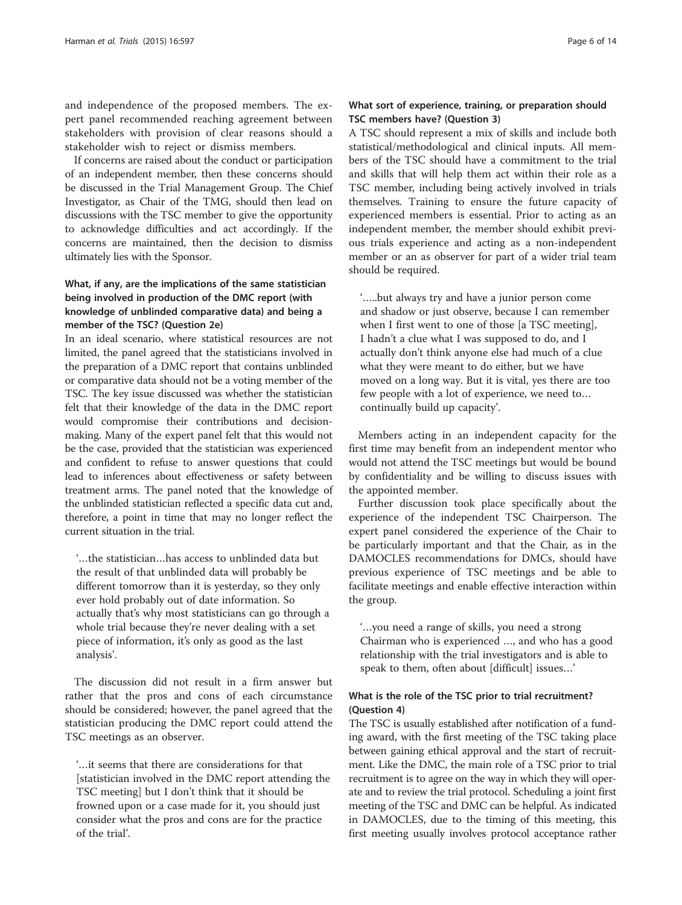and independence of the proposed members. The expert panel recommended reaching agreement between stakeholders with provision of clear reasons should a stakeholder wish to reject or dismiss members.

If concerns are raised about the conduct or participation of an independent member, then these concerns should be discussed in the Trial Management Group. The Chief Investigator, as Chair of the TMG, should then lead on discussions with the TSC member to give the opportunity to acknowledge difficulties and act accordingly. If the concerns are maintained, then the decision to dismiss ultimately lies with the Sponsor.

### What, if any, are the implications of the same statistician being involved in production of the DMC report (with knowledge of unblinded comparative data) and being a member of the TSC? (Question 2e)

In an ideal scenario, where statistical resources are not limited, the panel agreed that the statisticians involved in the preparation of a DMC report that contains unblinded or comparative data should not be a voting member of the TSC. The key issue discussed was whether the statistician felt that their knowledge of the data in the DMC report would compromise their contributions and decision-making. Many of the expert panel felt that this would not be the case, provided that the statistician was experienced and confident to refuse to answer questions that could lead to inferences about effectiveness or safety between treatment arms. The panel noted that the knowledge of the unblinded statistician reflected a specific data cut and, therefore, a point in time that may no longer reflect the current situation in the trial.

> '…the statistician…has access to unblinded data but the result of that unblinded data will probably be different tomorrow than it is yesterday, so they only ever hold probably out of date information. So actually that's why most statisticians can go through a whole trial because they're never dealing with a set piece of information, it's only as good as the last analysis'.

The discussion did not result in a firm answer but rather that the pros and cons of each circumstance should be considered; however, the panel agreed that the statistician producing the DMC report could attend the TSC meetings as an observer.

> '…it seems that there are considerations for that [statistician involved in the DMC report attending the TSC meeting] but I don't think that it should be frowned upon or a case made for it, you should just consider what the pros and cons are for the practice of the trial'.

### What sort of experience, training, or preparation should TSC members have? (Question 3)

A TSC should represent a mix of skills and include both statistical/methodological and clinical inputs. All members of the TSC should have a commitment to the trial and skills that will help them act within their role as a TSC member, including being actively involved in trials themselves. Training to ensure the future capacity of experienced members is essential. Prior to acting as an independent member, the member should exhibit previous trials experience and acting as a non-independent member or an as observer for part of a wider trial team should be required.

> '…..but always try and have a junior person come and shadow or just observe, because I can remember when I first went to one of those [a TSC meeting], I hadn't a clue what I was supposed to do, and I actually don't think anyone else had much of a clue what they were meant to do either, but we have moved on a long way. But it is vital, yes there are too few people with a lot of experience, we need to… continually build up capacity'.

Members acting in an independent capacity for the first time may benefit from an independent mentor who would not attend the TSC meetings but would be bound by confidentiality and be willing to discuss issues with the appointed member.

Further discussion took place specifically about the experience of the independent TSC Chairperson. The expert panel considered the experience of the Chair to be particularly important and that the Chair, as in the DAMOCLES recommendations for DMCs, should have previous experience of TSC meetings and be able to facilitate meetings and enable effective interaction within the group.

> '…you need a range of skills, you need a strong Chairman who is experienced …, and who has a good relationship with the trial investigators and is able to speak to them, often about [difficult] issues…'

### What is the role of the TSC prior to trial recruitment? (Question 4)

The TSC is usually established after notification of a funding award, with the first meeting of the TSC taking place between gaining ethical approval and the start of recruitment. Like the DMC, the main role of a TSC prior to trial recruitment is to agree on the way in which they will operate and to review the trial protocol. Scheduling a joint first meeting of the TSC and DMC can be helpful. As indicated in DAMOCLES, due to the timing of this meeting, this first meeting usually involves protocol acceptance rather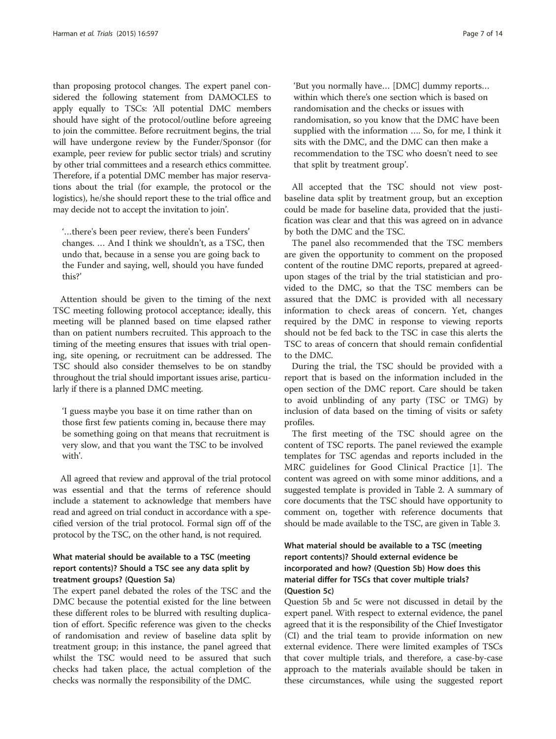than proposing protocol changes. The expert panel considered the following statement from DAMOCLES to apply equally to TSCs: 'All potential DMC members should have sight of the protocol/outline before agreeing to join the committee. Before recruitment begins, the trial will have undergone review by the Funder/Sponsor (for example, peer review for public sector trials) and scrutiny by other trial committees and a research ethics committee. Therefore, if a potential DMC member has major reservations about the trial (for example, the protocol or the logistics), he/she should report these to the trial office and may decide not to accept the invitation to join'.

> '…there's been peer review, there's been Funders' changes. … And I think we shouldn't, as a TSC, then undo that, because in a sense you are going back to the Funder and saying, well, should you have funded this?'

Attention should be given to the timing of the next TSC meeting following protocol acceptance; ideally, this meeting will be planned based on time elapsed rather than on patient numbers recruited. This approach to the timing of the meeting ensures that issues with trial opening, site opening, or recruitment can be addressed. The TSC should also consider themselves to be on standby throughout the trial should important issues arise, particularly if there is a planned DMC meeting.

> 'I guess maybe you base it on time rather than on those first few patients coming in, because there may be something going on that means that recruitment is very slow, and that you want the TSC to be involved with'.

All agreed that review and approval of the trial protocol was essential and that the terms of reference should include a statement to acknowledge that members have read and agreed on trial conduct in accordance with a specified version of the trial protocol. Formal sign off of the protocol by the TSC, on the other hand, is not required.

### What material should be available to a TSC (meeting report contents)? Should a TSC see any data split by treatment groups? (Question 5a)

The expert panel debated the roles of the TSC and the DMC because the potential existed for the line between these different roles to be blurred with resulting duplication of effort. Specific reference was given to the checks of randomisation and review of baseline data split by treatment group; in this instance, the panel agreed that whilst the TSC would need to be assured that such checks had taken place, the actual completion of the checks was normally the responsibility of the DMC.

> 'But you normally have… [DMC] dummy reports… within which there's one section which is based on randomisation and the checks or issues with randomisation, so you know that the DMC have been supplied with the information …. So, for me, I think it sits with the DMC, and the DMC can then make a recommendation to the TSC who doesn't need to see that split by treatment group'.

All accepted that the TSC should not view post-baseline data split by treatment group, but an exception could be made for baseline data, provided that the justification was clear and that this was agreed on in advance by both the DMC and the TSC.

The panel also recommended that the TSC members are given the opportunity to comment on the proposed content of the routine DMC reports, prepared at agreed-upon stages of the trial by the trial statistician and provided to the DMC, so that the TSC members can be assured that the DMC is provided with all necessary information to check areas of concern. Yet, changes required by the DMC in response to viewing reports should not be fed back to the TSC in case this alerts the TSC to areas of concern that should remain confidential to the DMC.

During the trial, the TSC should be provided with a report that is based on the information included in the open section of the DMC report. Care should be taken to avoid unblinding of any party (TSC or TMG) by inclusion of data based on the timing of visits or safety profiles.

The first meeting of the TSC should agree on the content of TSC reports. The panel reviewed the example templates for TSC agendas and reports included in the MRC guidelines for Good Clinical Practice [1]. The content was agreed on with some minor additions, and a suggested template is provided in Table 2. A summary of core documents that the TSC should have opportunity to comment on, together with reference documents that should be made available to the TSC, are given in Table 3.

### What material should be available to a TSC (meeting report contents)? Should external evidence be incorporated and how? (Question 5b) How does this material differ for TSCs that cover multiple trials? (Question 5c)

Question 5b and 5c were not discussed in detail by the expert panel. With respect to external evidence, the panel agreed that it is the responsibility of the Chief Investigator (CI) and the trial team to provide information on new external evidence. There were limited examples of TSCs that cover multiple trials, and therefore, a case-by-case approach to the materials available should be taken in these circumstances, while using the suggested report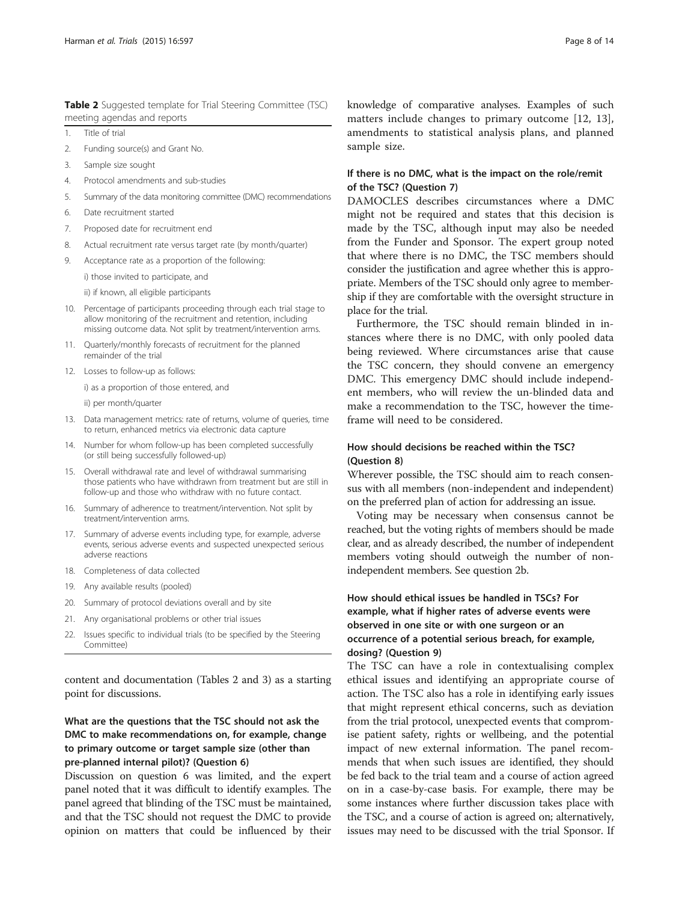**Table 2** Suggested template for Trial Steering Committee (TSC) meeting agendas and reports

| | |
|---|---|
| 1. | Title of trial |
| 2. | Funding source(s) and Grant No. |
| 3. | Sample size sought |
| 4. | Protocol amendments and sub-studies |
| 5. | Summary of the data monitoring committee (DMC) recommendations |
| 6. | Date recruitment started |
| 7. | Proposed date for recruitment end |
| 8. | Actual recruitment rate versus target rate (by month/quarter) |
| 9. | Acceptance rate as a proportion of the following:<br>i) those invited to participate, and<br>ii) if known, all eligible participants |
| 10. | Percentage of participants proceeding through each trial stage to allow monitoring of the recruitment and retention, including missing outcome data. Not split by treatment/intervention arms. |
| 11. | Quarterly/monthly forecasts of recruitment for the planned remainder of the trial |
| 12. | Losses to follow-up as follows:<br>i) as a proportion of those entered, and<br>ii) per month/quarter |
| 13. | Data management metrics: rate of returns, volume of queries, time to return, enhanced metrics via electronic data capture |
| 14. | Number for whom follow-up has been completed successfully (or still being successfully followed-up) |
| 15. | Overall withdrawal rate and level of withdrawal summarising those patients who have withdrawn from treatment but are still in follow-up and those who withdraw with no future contact. |
| 16. | Summary of adherence to treatment/intervention. Not split by treatment/intervention arms. |
| 17. | Summary of adverse events including type, for example, adverse events, serious adverse events and suspected unexpected serious adverse reactions |
| 18. | Completeness of data collected |
| 19. | Any available results (pooled) |
| 20. | Summary of protocol deviations overall and by site |
| 21. | Any organisational problems or other trial issues |
| 22. | Issues specific to individual trials (to be specified by the Steering Committee) |

content and documentation (Tables 2 and 3) as a starting point for discussions.

### What are the questions that the TSC should not ask the DMC to make recommendations on, for example, change to primary outcome or target sample size (other than pre-planned internal pilot)? (Question 6)

Discussion on question 6 was limited, and the expert panel noted that it was difficult to identify examples. The panel agreed that blinding of the TSC must be maintained, and that the TSC should not request the DMC to provide opinion on matters that could be influenced by their knowledge of comparative analyses. Examples of such matters include changes to primary outcome [12, 13], amendments to statistical analysis plans, and planned sample size.

### If there is no DMC, what is the impact on the role/remit of the TSC? (Question 7)

DAMOCLES describes circumstances where a DMC might not be required and states that this decision is made by the TSC, although input may also be needed from the Funder and Sponsor. The expert group noted that where there is no DMC, the TSC members should consider the justification and agree whether this is appropriate. Members of the TSC should only agree to membership if they are comfortable with the oversight structure in place for the trial.

Furthermore, the TSC should remain blinded in instances where there is no DMC, with only pooled data being reviewed. Where circumstances arise that cause the TSC concern, they should convene an emergency DMC. This emergency DMC should include independent members, who will review the un-blinded data and make a recommendation to the TSC, however the timeframe will need to be considered.

### How should decisions be reached within the TSC? (Question 8)

Wherever possible, the TSC should aim to reach consensus with all members (non-independent and independent) on the preferred plan of action for addressing an issue.

Voting may be necessary when consensus cannot be reached, but the voting rights of members should be made clear, and as already described, the number of independent members voting should outweigh the number of non-independent members. See question 2b.

### How should ethical issues be handled in TSCs? For example, what if higher rates of adverse events were observed in one site or with one surgeon or an occurrence of a potential serious breach, for example, dosing? (Question 9)

The TSC can have a role in contextualising complex ethical issues and identifying an appropriate course of action. The TSC also has a role in identifying early issues that might represent ethical concerns, such as deviation from the trial protocol, unexpected events that compromise patient safety, rights or wellbeing, and the potential impact of new external information. The panel recommends that when such issues are identified, they should be fed back to the trial team and a course of action agreed on in a case-by-case basis. For example, there may be some instances where further discussion takes place with the TSC, and a course of action is agreed on; alternatively, issues may need to be discussed with the trial Sponsor. If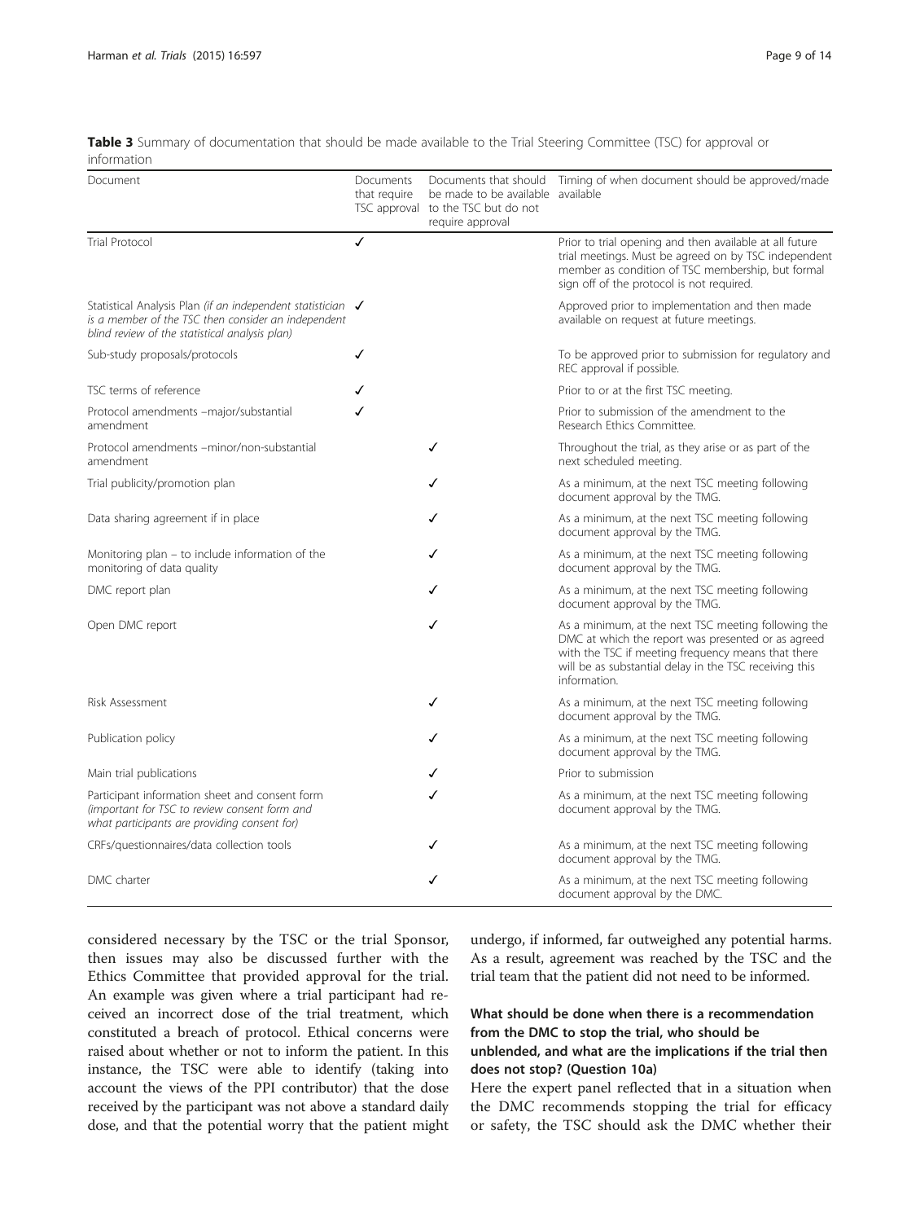**Table 3** Summary of documentation that should be made available to the Trial Steering Committee (TSC) for approval or information

| Document | Documents that require TSC approval | Documents that should be made to be available to the TSC but do not require approval | Timing of when document should be approved/made available |
| --- | --- | --- | --- |
| Trial Protocol | ✓ | | Prior to trial opening and then available at all future trial meetings. Must be agreed on by TSC independent member as condition of TSC membership, but formal sign off of the protocol is not required. |
| Statistical Analysis Plan *(if an independent statistician is a member of the TSC then consider an independent blind review of the statistical analysis plan)* | ✓ | | Approved prior to implementation and then made available on request at future meetings. |
| Sub-study proposals/protocols | ✓ | | To be approved prior to submission for regulatory and REC approval if possible. |
| TSC terms of reference | ✓ | | Prior to or at the first TSC meeting. |
| Protocol amendments –major/substantial amendment | ✓ | | Prior to submission of the amendment to the Research Ethics Committee. |
| Protocol amendments –minor/non-substantial amendment | | ✓ | Throughout the trial, as they arise or as part of the next scheduled meeting. |
| Trial publicity/promotion plan | | ✓ | As a minimum, at the next TSC meeting following document approval by the TMG. |
| Data sharing agreement if in place | | ✓ | As a minimum, at the next TSC meeting following document approval by the TMG. |
| Monitoring plan – to include information of the monitoring of data quality | | ✓ | As a minimum, at the next TSC meeting following document approval by the TMG. |
| DMC report plan | | ✓ | As a minimum, at the next TSC meeting following document approval by the TMG. |
| Open DMC report | | ✓ | As a minimum, at the next TSC meeting following the DMC at which the report was presented or as agreed with the TSC if meeting frequency means that there will be as substantial delay in the TSC receiving this information. |
| Risk Assessment | | ✓ | As a minimum, at the next TSC meeting following document approval by the TMG. |
| Publication policy | | ✓ | As a minimum, at the next TSC meeting following document approval by the TMG. |
| Main trial publications | | ✓ | Prior to submission |
| Participant information sheet and consent form *(important for TSC to review consent form and what participants are providing consent for)* | | ✓ | As a minimum, at the next TSC meeting following document approval by the TMG. |
| CRFs/questionnaires/data collection tools | | ✓ | As a minimum, at the next TSC meeting following document approval by the TMG. |
| DMC charter | | ✓ | As a minimum, at the next TSC meeting following document approval by the DMC. |

considered necessary by the TSC or the trial Sponsor, then issues may also be discussed further with the Ethics Committee that provided approval for the trial. An example was given where a trial participant had received an incorrect dose of the trial treatment, which constituted a breach of protocol. Ethical concerns were raised about whether or not to inform the patient. In this instance, the TSC were able to identify (taking into account the views of the PPI contributor) that the dose received by the participant was not above a standard daily dose, and that the potential worry that the patient might undergo, if informed, far outweighed any potential harms. As a result, agreement was reached by the TSC and the trial team that the patient did not need to be informed.

### What should be done when there is a recommendation from the DMC to stop the trial, who should be unblended, and what are the implications if the trial then does not stop? (Question 10a)

Here the expert panel reflected that in a situation when the DMC recommends stopping the trial for efficacy or safety, the TSC should ask the DMC whether their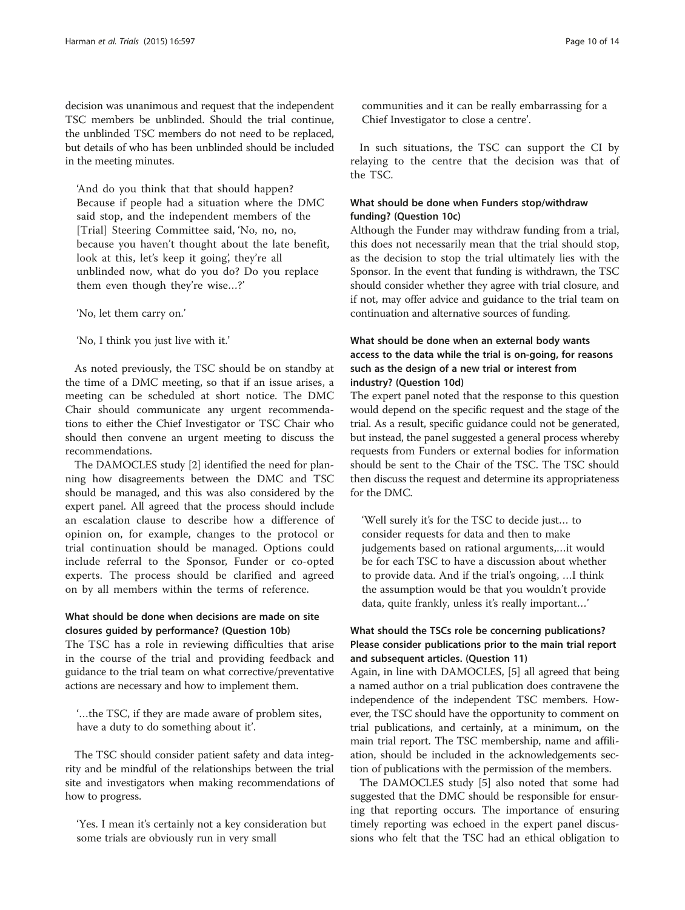decision was unanimous and request that the independent TSC members be unblinded. Should the trial continue, the unblinded TSC members do not need to be replaced, but details of who has been unblinded should be included in the meeting minutes.

> 'And do you think that that should happen? Because if people had a situation where the DMC said stop, and the independent members of the [Trial] Steering Committee said, 'No, no, no, because you haven't thought about the late benefit, look at this, let's keep it going', they're all unblinded now, what do you do? Do you replace them even though they're wise…?'

> 'No, let them carry on.'

> 'No, I think you just live with it.'

As noted previously, the TSC should be on standby at the time of a DMC meeting, so that if an issue arises, a meeting can be scheduled at short notice. The DMC Chair should communicate any urgent recommendations to either the Chief Investigator or TSC Chair who should then convene an urgent meeting to discuss the recommendations.

The DAMOCLES study [2] identified the need for planning how disagreements between the DMC and TSC should be managed, and this was also considered by the expert panel. All agreed that the process should include an escalation clause to describe how a difference of opinion on, for example, changes to the protocol or trial continuation should be managed. Options could include referral to the Sponsor, Funder or co-opted experts. The process should be clarified and agreed on by all members within the terms of reference.

### What should be done when decisions are made on site closures guided by performance? (Question 10b)

The TSC has a role in reviewing difficulties that arise in the course of the trial and providing feedback and guidance to the trial team on what corrective/preventative actions are necessary and how to implement them.

> '…the TSC, if they are made aware of problem sites, have a duty to do something about it'.

The TSC should consider patient safety and data integrity and be mindful of the relationships between the trial site and investigators when making recommendations of how to progress.

> 'Yes. I mean it's certainly not a key consideration but some trials are obviously run in very small communities and it can be really embarrassing for a Chief Investigator to close a centre'.

In such situations, the TSC can support the CI by relaying to the centre that the decision was that of the TSC.

### What should be done when Funders stop/withdraw funding? (Question 10c)

Although the Funder may withdraw funding from a trial, this does not necessarily mean that the trial should stop, as the decision to stop the trial ultimately lies with the Sponsor. In the event that funding is withdrawn, the TSC should consider whether they agree with trial closure, and if not, may offer advice and guidance to the trial team on continuation and alternative sources of funding.

### What should be done when an external body wants access to the data while the trial is on-going, for reasons such as the design of a new trial or interest from industry? (Question 10d)

The expert panel noted that the response to this question would depend on the specific request and the stage of the trial. As a result, specific guidance could not be generated, but instead, the panel suggested a general process whereby requests from Funders or external bodies for information should be sent to the Chair of the TSC. The TSC should then discuss the request and determine its appropriateness for the DMC.

> 'Well surely it's for the TSC to decide just… to consider requests for data and then to make judgements based on rational arguments,…it would be for each TSC to have a discussion about whether to provide data. And if the trial's ongoing, …I think the assumption would be that you wouldn't provide data, quite frankly, unless it's really important…'

### What should the TSCs role be concerning publications? Please consider publications prior to the main trial report and subsequent articles. (Question 11)

Again, in line with DAMOCLES, [5] all agreed that being a named author on a trial publication does contravene the independence of the independent TSC members. However, the TSC should have the opportunity to comment on trial publications, and certainly, at a minimum, on the main trial report. The TSC membership, name and affiliation, should be included in the acknowledgements section of publications with the permission of the members.

The DAMOCLES study [5] also noted that some had suggested that the DMC should be responsible for ensuring that reporting occurs. The importance of ensuring timely reporting was echoed in the expert panel discussions who felt that the TSC had an ethical obligation to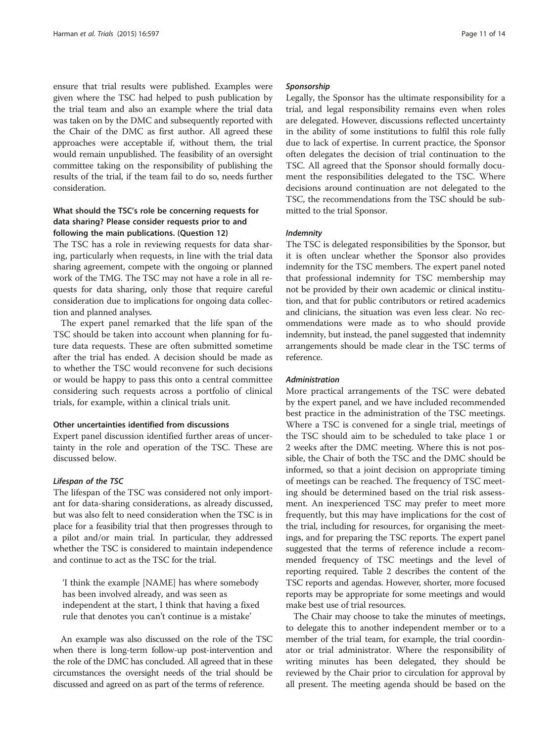ensure that trial results were published. Examples were given where the TSC had helped to push publication by the trial team and also an example where the trial data was taken on by the DMC and subsequently reported with the Chair of the DMC as first author. All agreed these approaches were acceptable if, without them, the trial would remain unpublished. The feasibility of an oversight committee taking on the responsibility of publishing the results of the trial, if the team fail to do so, needs further consideration.

### What should the TSC's role be concerning requests for data sharing? Please consider requests prior to and following the main publications. (Question 12)

The TSC has a role in reviewing requests for data sharing, particularly when requests, in line with the trial data sharing agreement, compete with the ongoing or planned work of the TMG. The TSC may not have a role in all requests for data sharing, only those that require careful consideration due to implications for ongoing data collection and planned analyses.

The expert panel remarked that the life span of the TSC should be taken into account when planning for future data requests. These are often submitted sometime after the trial has ended. A decision should be made as to whether the TSC would reconvene for such decisions or would be happy to pass this onto a central committee considering such requests across a portfolio of clinical trials, for example, within a clinical trials unit.

### Other uncertainties identified from discussions

Expert panel discussion identified further areas of uncertainty in the role and operation of the TSC. These are discussed below.

#### *Lifespan of the TSC*

The lifespan of the TSC was considered not only important for data-sharing considerations, as already discussed, but was also felt to need consideration when the TSC is in place for a feasibility trial that then progresses through to a pilot and/or main trial. In particular, they addressed whether the TSC is considered to maintain independence and continue to act as the TSC for the trial.

> 'I think the example [NAME] has where somebody has been involved already, and was seen as independent at the start, I think that having a fixed rule that denotes you can't continue is a mistake'

An example was also discussed on the role of the TSC when there is long-term follow-up post-intervention and the role of the DMC has concluded. All agreed that in these circumstances the oversight needs of the trial should be discussed and agreed on as part of the terms of reference.

#### *Sponsorship*

Legally, the Sponsor has the ultimate responsibility for a trial, and legal responsibility remains even when roles are delegated. However, discussions reflected uncertainty in the ability of some institutions to fulfil this role fully due to lack of expertise. In current practice, the Sponsor often delegates the decision of trial continuation to the TSC. All agreed that the Sponsor should formally document the responsibilities delegated to the TSC. Where decisions around continuation are not delegated to the TSC, the recommendations from the TSC should be submitted to the trial Sponsor.

#### *Indemnity*

The TSC is delegated responsibilities by the Sponsor, but it is often unclear whether the Sponsor also provides indemnity for the TSC members. The expert panel noted that professional indemnity for TSC membership may not be provided by their own academic or clinical institution, and that for public contributors or retired academics and clinicians, the situation was even less clear. No recommendations were made as to who should provide indemnity, but instead, the panel suggested that indemnity arrangements should be made clear in the TSC terms of reference.

#### *Administration*

More practical arrangements of the TSC were debated by the expert panel, and we have included recommended best practice in the administration of the TSC meetings. Where a TSC is convened for a single trial, meetings of the TSC should aim to be scheduled to take place 1 or 2 weeks after the DMC meeting. Where this is not possible, the Chair of both the TSC and the DMC should be informed, so that a joint decision on appropriate timing of meetings can be reached. The frequency of TSC meeting should be determined based on the trial risk assessment. An inexperienced TSC may prefer to meet more frequently, but this may have implications for the cost of the trial, including for resources, for organising the meetings, and for preparing the TSC reports. The expert panel suggested that the terms of reference include a recommended frequency of TSC meetings and the level of reporting required. Table 2 describes the content of the TSC reports and agendas. However, shorter, more focused reports may be appropriate for some meetings and would make best use of trial resources.

The Chair may choose to take the minutes of meetings, to delegate this to another independent member or to a member of the trial team, for example, the trial coordinator or trial administrator. Where the responsibility of writing minutes has been delegated, they should be reviewed by the Chair prior to circulation for approval by all present. The meeting agenda should be based on the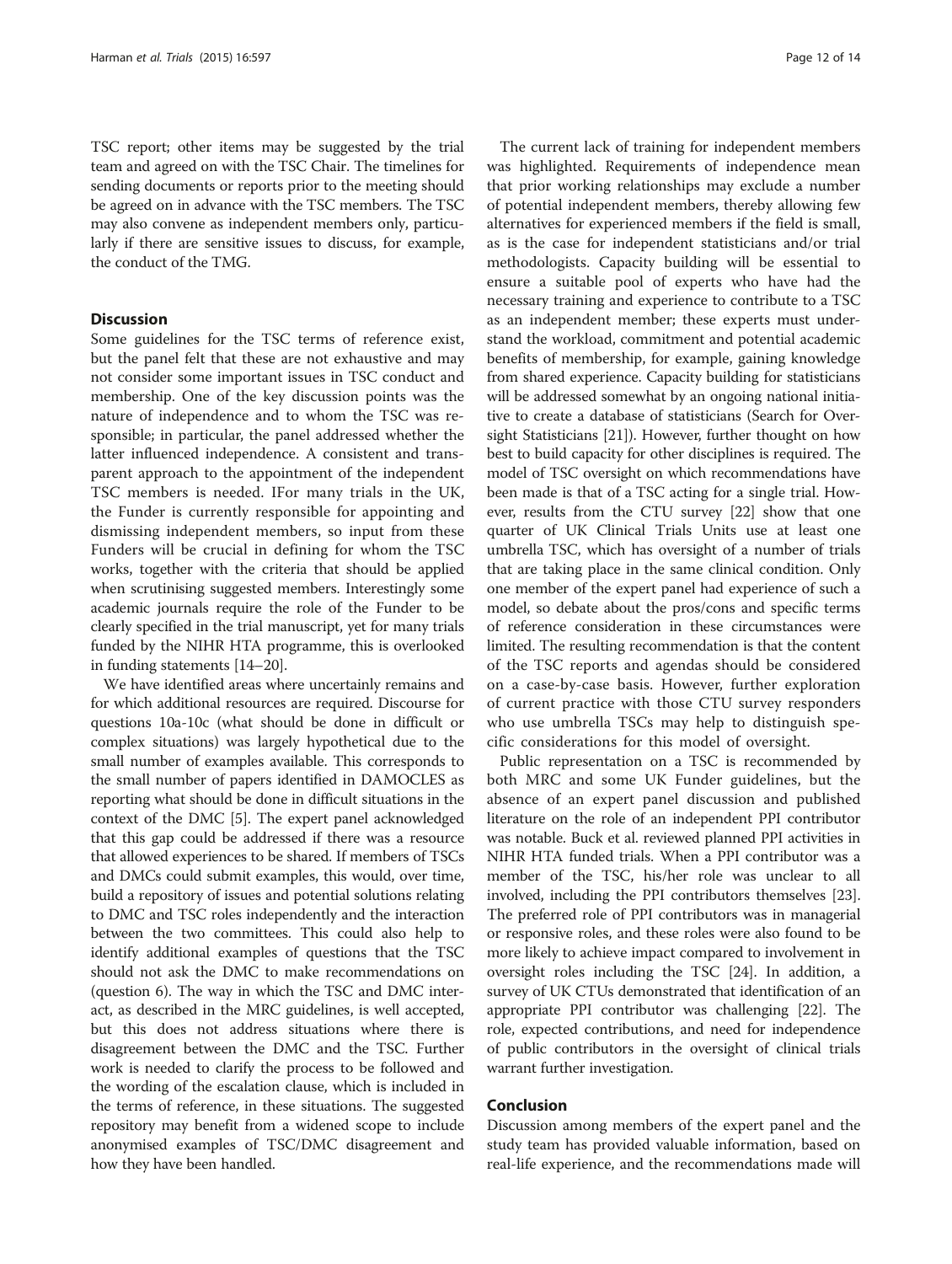TSC report; other items may be suggested by the trial team and agreed on with the TSC Chair. The timelines for sending documents or reports prior to the meeting should be agreed on in advance with the TSC members. The TSC may also convene as independent members only, particularly if there are sensitive issues to discuss, for example, the conduct of the TMG.

## Discussion

Some guidelines for the TSC terms of reference exist, but the panel felt that these are not exhaustive and may not consider some important issues in TSC conduct and membership. One of the key discussion points was the nature of independence and to whom the TSC was responsible; in particular, the panel addressed whether the latter influenced independence. A consistent and transparent approach to the appointment of the independent TSC members is needed. IFor many trials in the UK, the Funder is currently responsible for appointing and dismissing independent members, so input from these Funders will be crucial in defining for whom the TSC works, together with the criteria that should be applied when scrutinising suggested members. Interestingly some academic journals require the role of the Funder to be clearly specified in the trial manuscript, yet for many trials funded by the NIHR HTA programme, this is overlooked in funding statements [14–20].

We have identified areas where uncertainly remains and for which additional resources are required. Discourse for questions 10a-10c (what should be done in difficult or complex situations) was largely hypothetical due to the small number of examples available. This corresponds to the small number of papers identified in DAMOCLES as reporting what should be done in difficult situations in the context of the DMC [5]. The expert panel acknowledged that this gap could be addressed if there was a resource that allowed experiences to be shared. If members of TSCs and DMCs could submit examples, this would, over time, build a repository of issues and potential solutions relating to DMC and TSC roles independently and the interaction between the two committees. This could also help to identify additional examples of questions that the TSC should not ask the DMC to make recommendations on (question 6). The way in which the TSC and DMC interact, as described in the MRC guidelines, is well accepted, but this does not address situations where there is disagreement between the DMC and the TSC. Further work is needed to clarify the process to be followed and the wording of the escalation clause, which is included in the terms of reference, in these situations. The suggested repository may benefit from a widened scope to include anonymised examples of TSC/DMC disagreement and how they have been handled.

The current lack of training for independent members was highlighted. Requirements of independence mean that prior working relationships may exclude a number of potential independent members, thereby allowing few alternatives for experienced members if the field is small, as is the case for independent statisticians and/or trial methodologists. Capacity building will be essential to ensure a suitable pool of experts who have had the necessary training and experience to contribute to a TSC as an independent member; these experts must understand the workload, commitment and potential academic benefits of membership, for example, gaining knowledge from shared experience. Capacity building for statisticians will be addressed somewhat by an ongoing national initiative to create a database of statisticians (Search for Oversight Statisticians [21]). However, further thought on how best to build capacity for other disciplines is required. The model of TSC oversight on which recommendations have been made is that of a TSC acting for a single trial. However, results from the CTU survey [22] show that one quarter of UK Clinical Trials Units use at least one umbrella TSC, which has oversight of a number of trials that are taking place in the same clinical condition. Only one member of the expert panel had experience of such a model, so debate about the pros/cons and specific terms of reference consideration in these circumstances were limited. The resulting recommendation is that the content of the TSC reports and agendas should be considered on a case-by-case basis. However, further exploration of current practice with those CTU survey responders who use umbrella TSCs may help to distinguish specific considerations for this model of oversight.

Public representation on a TSC is recommended by both MRC and some UK Funder guidelines, but the absence of an expert panel discussion and published literature on the role of an independent PPI contributor was notable. Buck et al. reviewed planned PPI activities in NIHR HTA funded trials. When a PPI contributor was a member of the TSC, his/her role was unclear to all involved, including the PPI contributors themselves [23]. The preferred role of PPI contributors was in managerial or responsive roles, and these roles were also found to be more likely to achieve impact compared to involvement in oversight roles including the TSC [24]. In addition, a survey of UK CTUs demonstrated that identification of an appropriate PPI contributor was challenging [22]. The role, expected contributions, and need for independence of public contributors in the oversight of clinical trials warrant further investigation.

## Conclusion

Discussion among members of the expert panel and the study team has provided valuable information, based on real-life experience, and the recommendations made will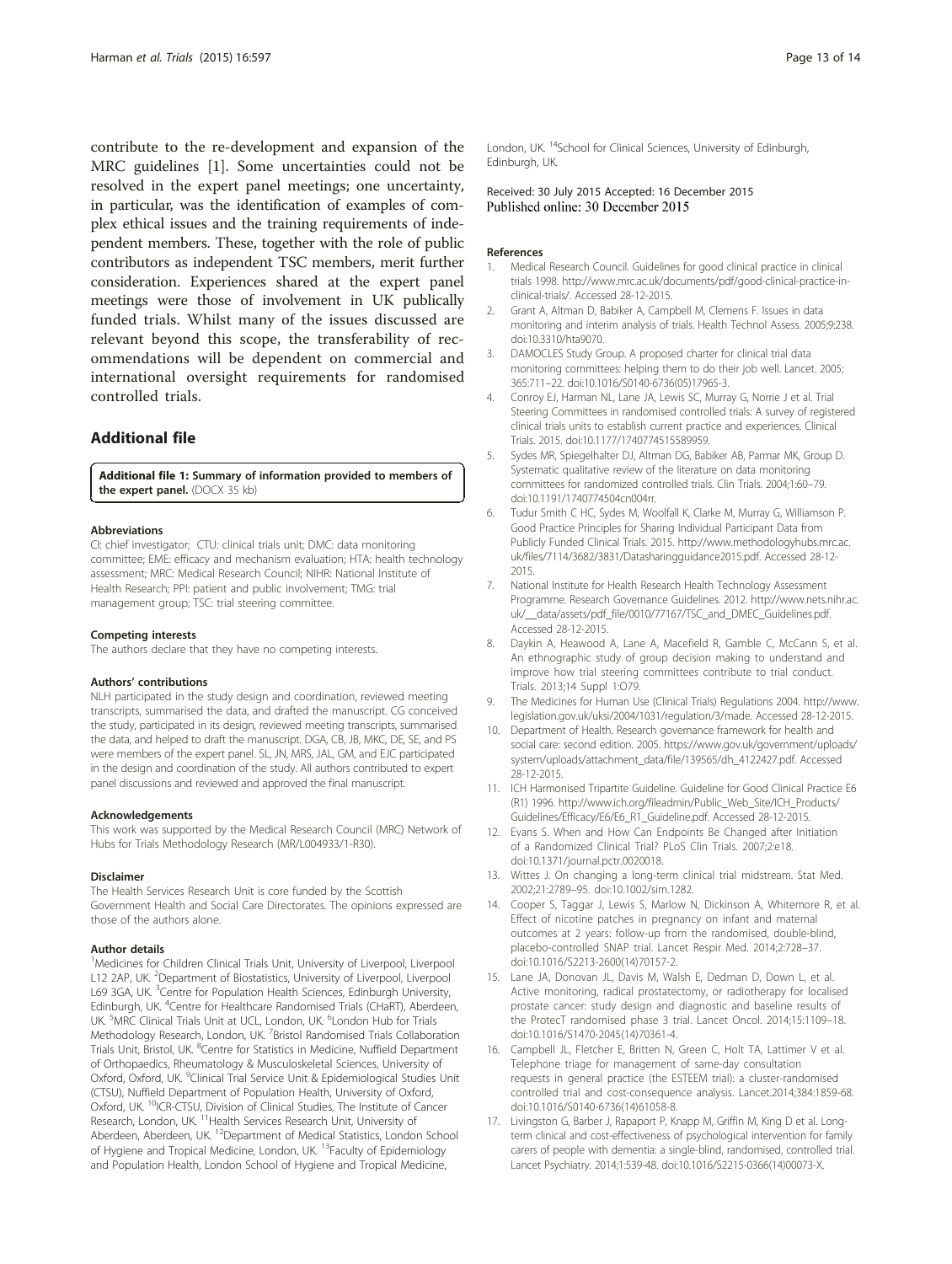contribute to the re-development and expansion of the MRC guidelines [1]. Some uncertainties could not be resolved in the expert panel meetings; one uncertainty, in particular, was the identification of examples of complex ethical issues and the training requirements of independent members. These, together with the role of public contributors as independent TSC members, merit further consideration. Experiences shared at the expert panel meetings were those of involvement in UK publically funded trials. Whilst many of the issues discussed are relevant beyond this scope, the transferability of recommendations will be dependent on commercial and international oversight requirements for randomised controlled trials.

## Additional file

**Additional file 1: Summary of information provided to members of the expert panel.** (DOCX 35 kb)

#### Abbreviations

CI: chief investigator; CTU: clinical trials unit; DMC: data monitoring committee; EME: efficacy and mechanism evaluation; HTA: health technology assessment; MRC: Medical Research Council; NIHR: National Institute of Health Research; PPI: patient and public involvement; TMG: trial management group; TSC: trial steering committee.

#### Competing interests

The authors declare that they have no competing interests.

#### Authors' contributions

NLH participated in the study design and coordination, reviewed meeting transcripts, summarised the data, and drafted the manuscript. CG conceived the study, participated in its design, reviewed meeting transcripts, summarised the data, and helped to draft the manuscript. DGA, CB, JB, MKC, DE, SE, and PS were members of the expert panel. SL, JN, MRS, JAL, GM, and EJC participated in the design and coordination of the study. All authors contributed to expert panel discussions and reviewed and approved the final manuscript.

#### Acknowledgements

This work was supported by the Medical Research Council (MRC) Network of Hubs for Trials Methodology Research (MR/L004933/1-R30).

#### Disclaimer

The Health Services Research Unit is core funded by the Scottish Government Health and Social Care Directorates. The opinions expressed are those of the authors alone.

#### Author details

[1]Medicines for Children Clinical Trials Unit, University of Liverpool, Liverpool L12 2AP, UK. [2]Department of Biostatistics, University of Liverpool, Liverpool L69 3GA, UK. [3]Centre for Population Health Sciences, Edinburgh University, Edinburgh, UK. [4]Centre for Healthcare Randomised Trials (CHaRT), Aberdeen, UK. [5]MRC Clinical Trials Unit at UCL, London, UK. [6]London Hub for Trials Methodology Research, London, UK. [7]Bristol Randomised Trials Collaboration Trials Unit, Bristol, UK. [8]Centre for Statistics in Medicine, Nuffield Department of Orthopaedics, Rheumatology & Musculoskeletal Sciences, University of Oxford, Oxford, UK. [9]Clinical Trial Service Unit & Epidemiological Studies Unit (CTSU), Nuffield Department of Population Health, University of Oxford, Oxford, UK. [10]ICR-CTSU, Division of Clinical Studies, The Institute of Cancer Research, London, UK. [11]Health Services Research Unit, University of Aberdeen, Aberdeen, UK. [12]Department of Medical Statistics, London School of Hygiene and Tropical Medicine, London, UK. [13]Faculty of Epidemiology and Population Health, London School of Hygiene and Tropical Medicine, London, UK. [14]School for Clinical Sciences, University of Edinburgh, Edinburgh, UK.

Received: 30 July 2015 Accepted: 16 December 2015
Published online: 30 December 2015

#### References

1. Medical Research Council. Guidelines for good clinical practice in clinical trials 1998. http://www.mrc.ac.uk/documents/pdf/good-clinical-practice-in-clinical-trials/. Accessed 28-12-2015.
2. Grant A, Altman D, Babiker A, Campbell M, Clemens F. Issues in data monitoring and interim analysis of trials. Health Technol Assess. 2005;9:238. doi:10.3310/hta9070.
3. DAMOCLES Study Group. A proposed charter for clinical trial data monitoring committees: helping them to do their job well. Lancet. 2005; 365:711–22. doi:10.1016/S0140-6736(05)17965-3.
4. Conroy EJ, Harman NL, Lane JA, Lewis SC, Murray G, Norrie J et al. Trial Steering Committees in randomised controlled trials: A survey of registered clinical trials units to establish current practice and experiences. Clinical Trials. 2015. doi:10.1177/1740774515589959.
5. Sydes MR, Spiegelhalter DJ, Altman DG, Babiker AB, Parmar MK, Group D. Systematic qualitative review of the literature on data monitoring committees for randomized controlled trials. Clin Trials. 2004;1:60–79. doi:10.1191/1740774504cn004rr.
6. Tudur Smith C HC, Sydes M, Woolfall K, Clarke M, Murray G, Williamson P. Good Practice Principles for Sharing Individual Participant Data from Publicly Funded Clinical Trials. 2015. http://www.methodologyhubs.mrc.ac.uk/files/7114/3682/3831/Datasharingguidance2015.pdf. Accessed 28-12-2015.
7. National Institute for Health Research Health Technology Assessment Programme. Research Governance Guidelines. 2012. http://www.nets.nihr.ac.uk/__data/assets/pdf_file/0010/77167/TSC_and_DMEC_Guidelines.pdf. Accessed 28-12-2015.
8. Daykin A, Heawood A, Lane A, Macefield R, Gamble C, McCann S, et al. An ethnographic study of group decision making to understand and improve how trial steering committees contribute to trial conduct. Trials. 2013;14 Suppl 1:O79.
9. The Medicines for Human Use (Clinical Trials) Regulations 2004. http://www.legislation.gov.uk/uksi/2004/1031/regulation/3/made. Accessed 28-12-2015.
10. Department of Health. Research governance framework for health and social care: second edition. 2005. https://www.gov.uk/government/uploads/system/uploads/attachment_data/file/139565/dh_4122427.pdf. Accessed 28-12-2015.
11. ICH Harmonised Tripartite Guideline. Guideline for Good Clinical Practice E6 (R1) 1996. http://www.ich.org/fileadmin/Public_Web_Site/ICH_Products/Guidelines/Efficacy/E6/E6_R1_Guideline.pdf. Accessed 28-12-2015.
12. Evans S. When and How Can Endpoints Be Changed after Initiation of a Randomized Clinical Trial? PLoS Clin Trials. 2007;2:e18. doi:10.1371/journal.pctr.0020018.
13. Wittes J. On changing a long-term clinical trial midstream. Stat Med. 2002;21:2789–95. doi:10.1002/sim.1282.
14. Cooper S, Taggar J, Lewis S, Marlow N, Dickinson A, Whitemore R, et al. Effect of nicotine patches in pregnancy on infant and maternal outcomes at 2 years: follow-up from the randomised, double-blind, placebo-controlled SNAP trial. Lancet Respir Med. 2014;2:728–37. doi:10.1016/S2213-2600(14)70157-2.
15. Lane JA, Donovan JL, Davis M, Walsh E, Dedman D, Down L, et al. Active monitoring, radical prostatectomy, or radiotherapy for localised prostate cancer: study design and diagnostic and baseline results of the ProtecT randomised phase 3 trial. Lancet Oncol. 2014;15:1109–18. doi:10.1016/S1470-2045(14)70361-4.
16. Campbell JL, Fletcher E, Britten N, Green C, Holt TA, Lattimer V et al. Telephone triage for management of same-day consultation requests in general practice (the ESTEEM trial): a cluster-randomised controlled trial and cost-consequence analysis. Lancet.2014;384:1859-68. doi:10.1016/S0140-6736(14)61058-8.
17. Livingston G, Barber J, Rapaport P, Knapp M, Griffin M, King D et al. Long-term clinical and cost-effectiveness of psychological intervention for family carers of people with dementia: a single-blind, randomised, controlled trial. Lancet Psychiatry. 2014;1:539-48. doi:10.1016/S2215-0366(14)00073-X.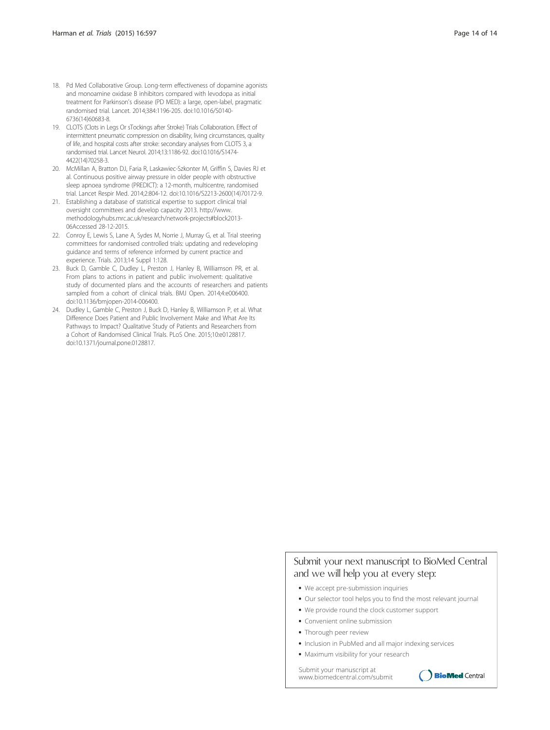18. Pd Med Collaborative Group. Long-term effectiveness of dopamine agonists and monoamine oxidase B inhibitors compared with levodopa as initial treatment for Parkinson's disease (PD MED): a large, open-label, pragmatic randomised trial. Lancet. 2014;384:1196-205. doi:10.1016/S0140-6736(14)60683-8.
19. CLOTS (Clots in Legs Or sTockings after Stroke) Trials Collaboration. Effect of intermittent pneumatic compression on disability, living circumstances, quality of life, and hospital costs after stroke: secondary analyses from CLOTS 3, a randomised trial. Lancet Neurol. 2014;13:1186-92. doi:10.1016/S1474-4422(14)70258-3.
20. McMillan A, Bratton DJ, Faria R, Laskawiec-Szkonter M, Griffin S, Davies RJ et al. Continuous positive airway pressure in older people with obstructive sleep apnoea syndrome (PREDICT): a 12-month, multicentre, randomised trial. Lancet Respir Med. 2014;2:804-12. doi:10.1016/S2213-2600(14)70172-9.
21. Establishing a database of statistical expertise to support clinical trial oversight committees and develop capacity 2013. http://www.methodologyhubs.mrc.ac.uk/research/network-projects#block2013-06Accessed 28-12-2015.
22. Conroy E, Lewis S, Lane A, Sydes M, Norrie J, Murray G, et al. Trial steering committees for randomised controlled trials: updating and redeveloping guidance and terms of reference informed by current practice and experience. Trials. 2013;14 Suppl 1:128.
23. Buck D, Gamble C, Dudley L, Preston J, Hanley B, Williamson PR, et al. From plans to actions in patient and public involvement: qualitative study of documented plans and the accounts of researchers and patients sampled from a cohort of clinical trials. BMJ Open. 2014;4:e006400. doi:10.1136/bmjopen-2014-006400.
24. Dudley L, Gamble C, Preston J, Buck D, Hanley B, Williamson P, et al. What Difference Does Patient and Public Involvement Make and What Are Its Pathways to Impact? Qualitative Study of Patients and Researchers from a Cohort of Randomised Clinical Trials. PLoS One. 2015;10:e0128817. doi:10.1371/journal.pone.0128817.

Submit your next manuscript to BioMed Central and we will help you at every step:

- We accept pre-submission inquiries
- Our selector tool helps you to find the most relevant journal
- We provide round the clock customer support
- Convenient online submission
- Thorough peer review
- Inclusion in PubMed and all major indexing services
- Maximum visibility for your research

Submit your manuscript at www.biomedcentral.com/submit

BioMed Central